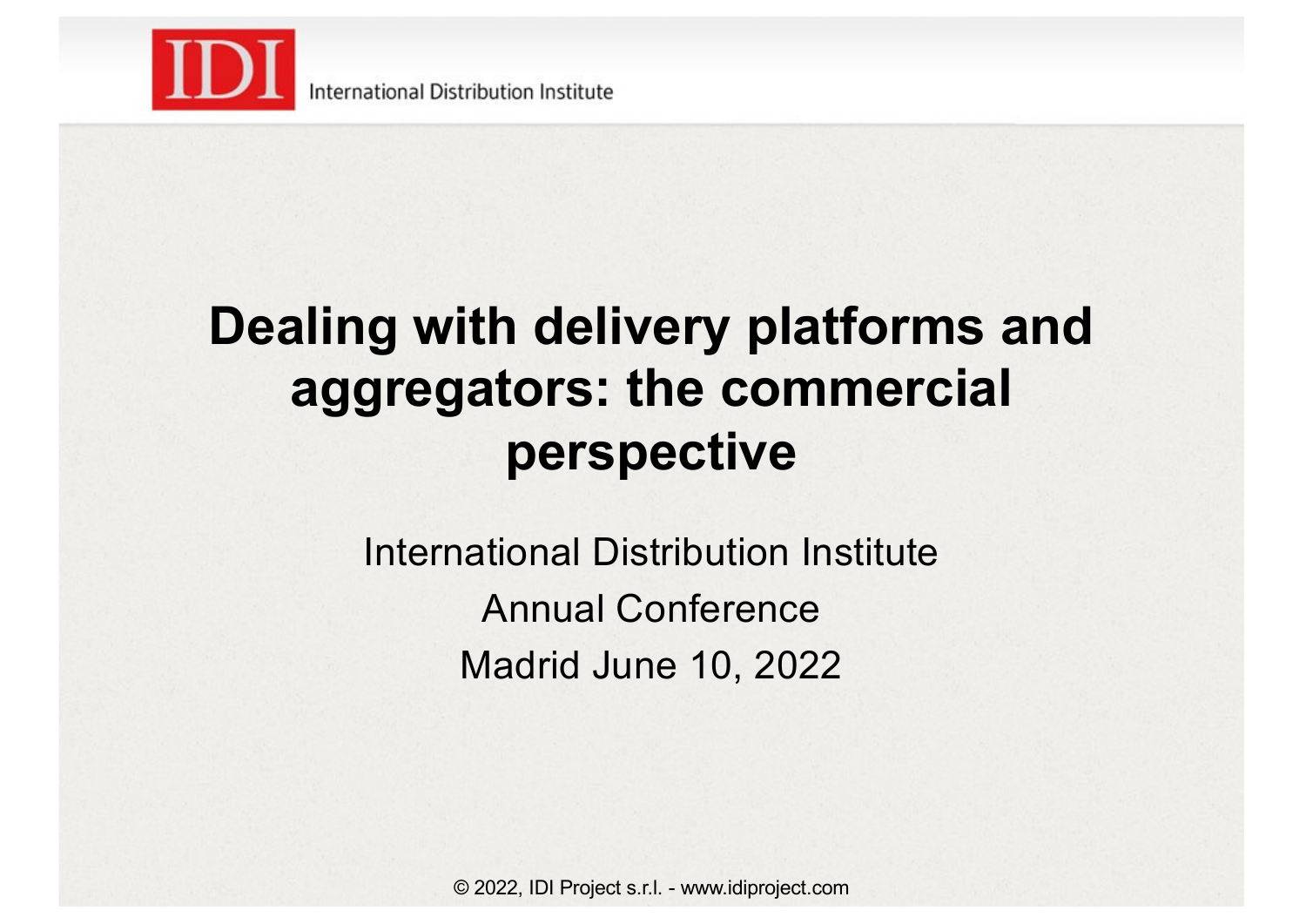IDI International Distribution Institute

# Dealing with delivery platforms and aggregators: the commercial perspective

International Distribution Institute

Annual Conference

Madrid June 10, 2022

© 2022, IDI Project s.r.l. - www.idiproject.com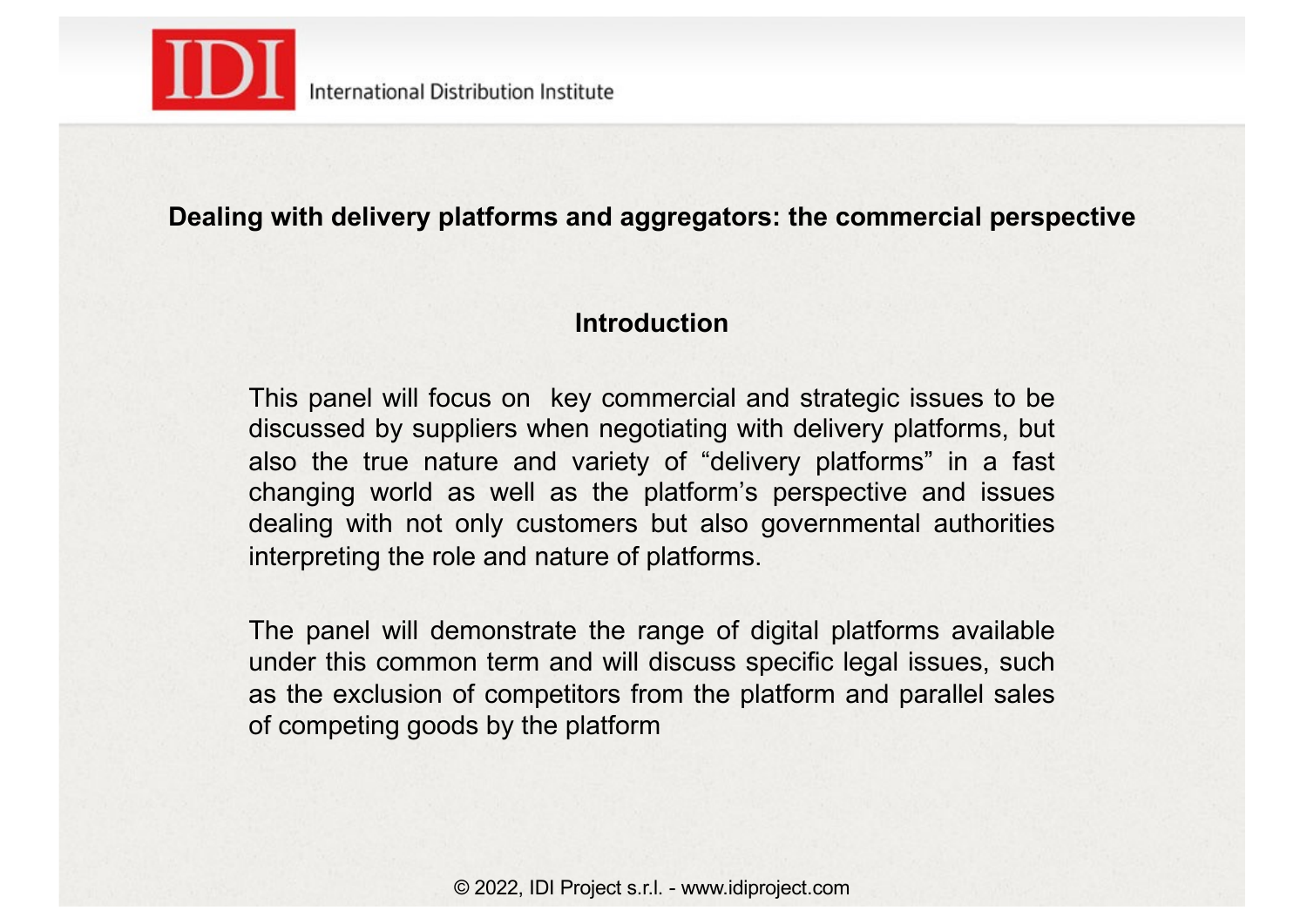**Dealing with delivery platforms and aggregators: the commercial perspective**

## Introduction

This panel will focus on key commercial and strategic issues to be discussed by suppliers when negotiating with delivery platforms, but also the true nature and variety of "delivery platforms" in a fast changing world as well as the platform's perspective and issues dealing with not only customers but also governmental authorities interpreting the role and nature of platforms.

The panel will demonstrate the range of digital platforms available under this common term and will discuss specific legal issues, such as the exclusion of competitors from the platform and parallel sales of competing goods by the platform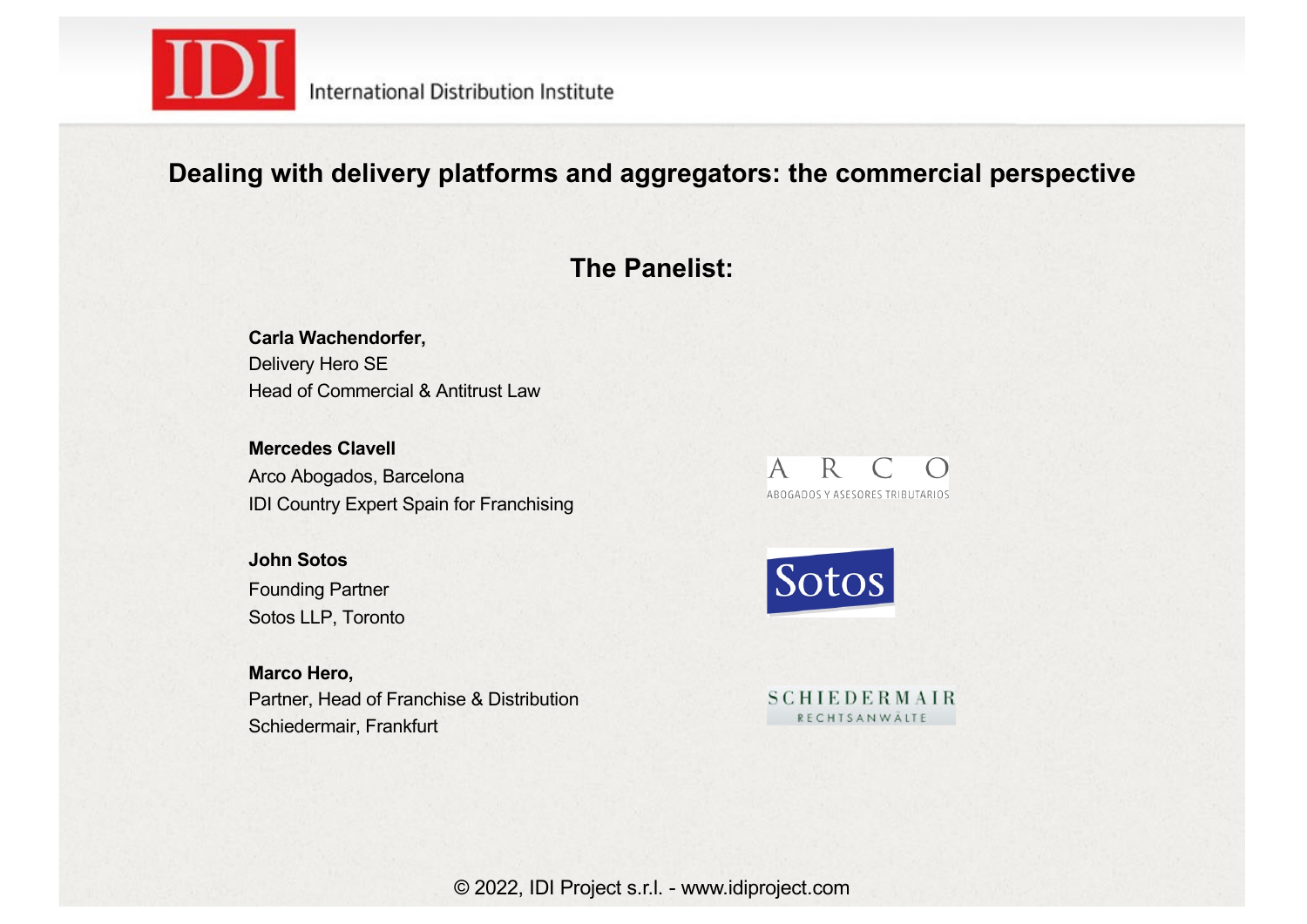# Dealing with delivery platforms and aggregators: the commercial perspective

## The Panelist:

**Carla Wachendorfer,**
Delivery Hero SE
Head of Commercial & Antitrust Law

**Mercedes Clavell**
Arco Abogados, Barcelona
IDI Country Expert Spain for Franchising

**John Sotos**
Founding Partner
Sotos LLP, Toronto

**Marco Hero,**
Partner, Head of Franchise & Distribution
Schiedermair, Frankfurt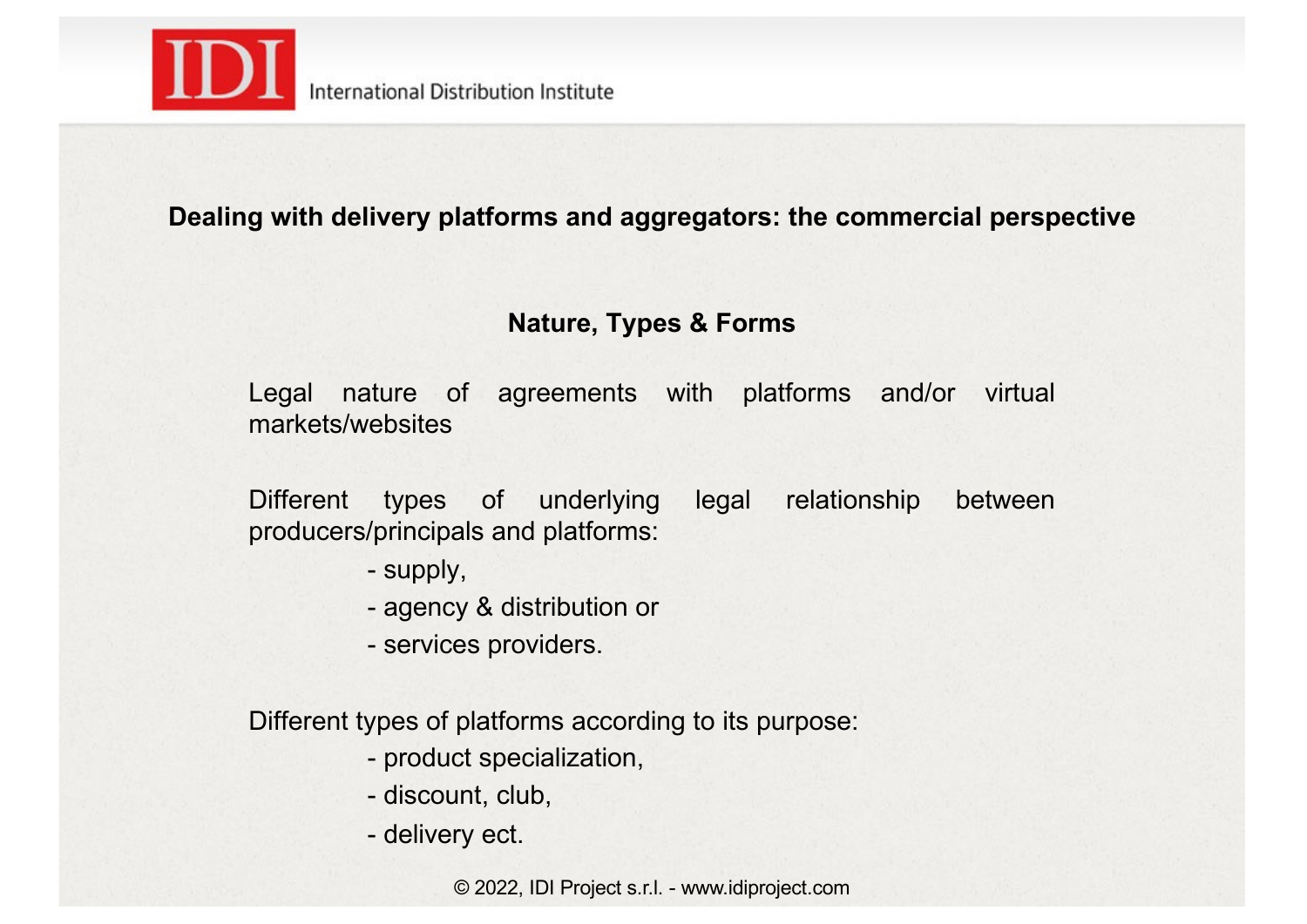## Dealing with delivery platforms and aggregators: the commercial perspective

### Nature, Types & Forms

Legal nature of agreements with platforms and/or virtual markets/websites

Different types of underlying legal relationship between producers/principals and platforms:

- supply,
- agency & distribution or
- services providers.

Different types of platforms according to its purpose:

- product specialization,
- discount, club,
- delivery ect.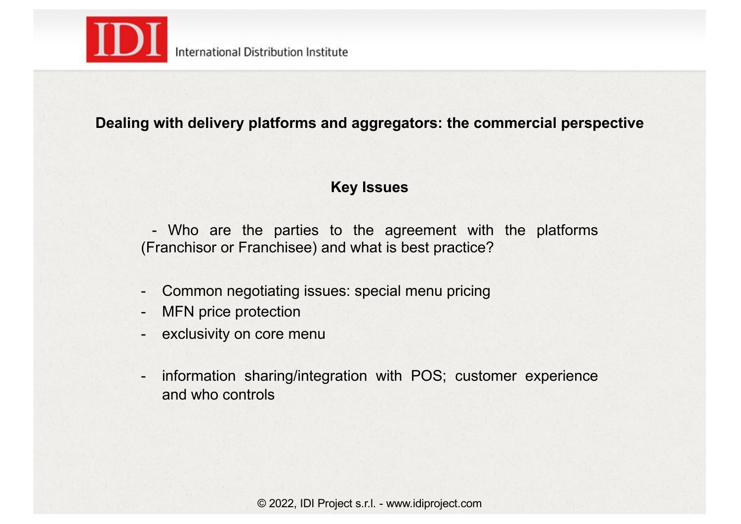## Dealing with delivery platforms and aggregators: the commercial perspective

### Key Issues

- Who are the parties to the agreement with the platforms (Franchisor or Franchisee) and what is best practice?

- Common negotiating issues: special menu pricing
- MFN price protection
- exclusivity on core menu

- information sharing/integration with POS; customer experience and who controls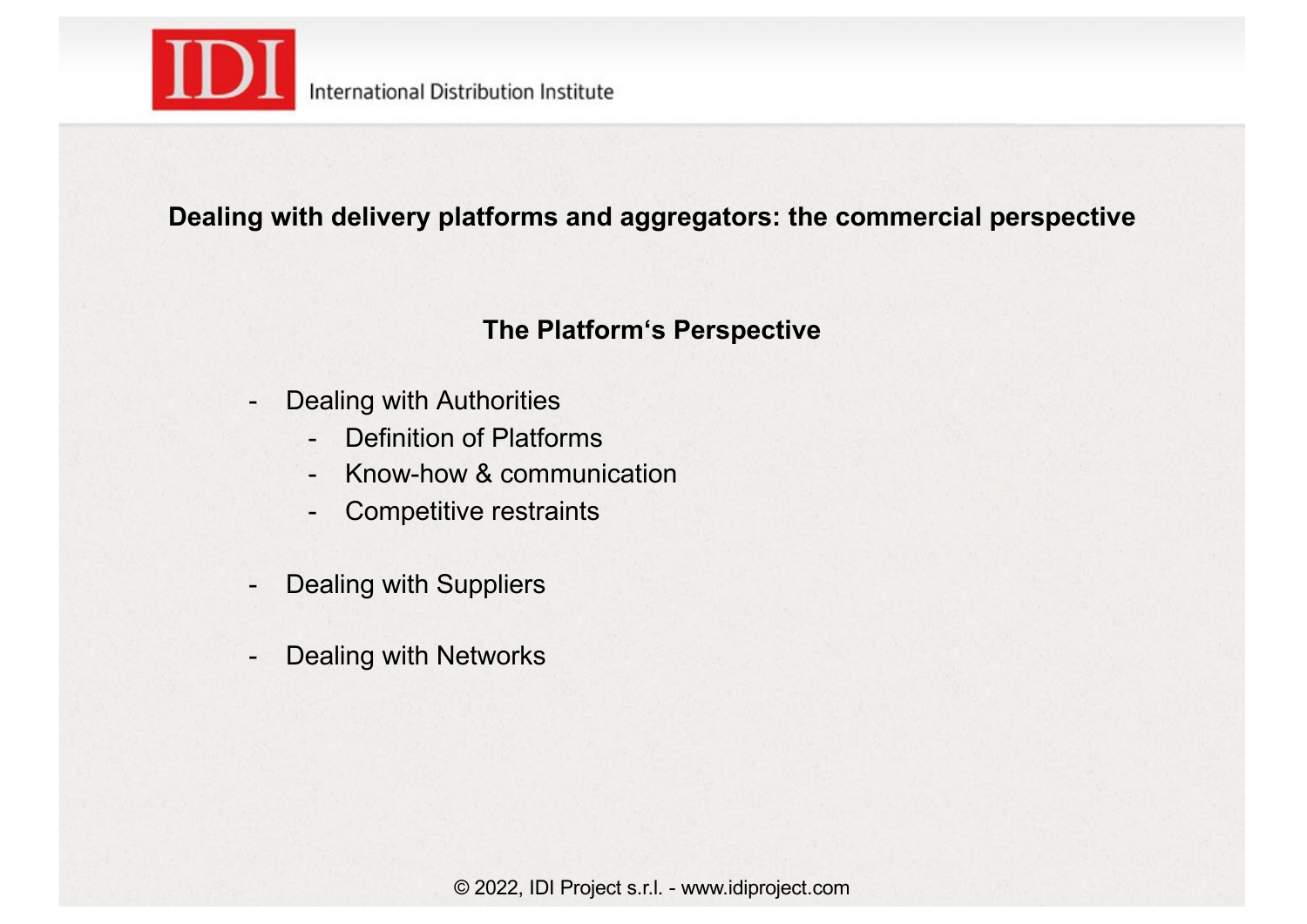**Dealing with delivery platforms and aggregators: the commercial perspective**

## The Platform‘s Perspective

- Dealing with Authorities
  - Definition of Platforms
  - Know-how & communication
  - Competitive restraints
- Dealing with Suppliers
- Dealing with Networks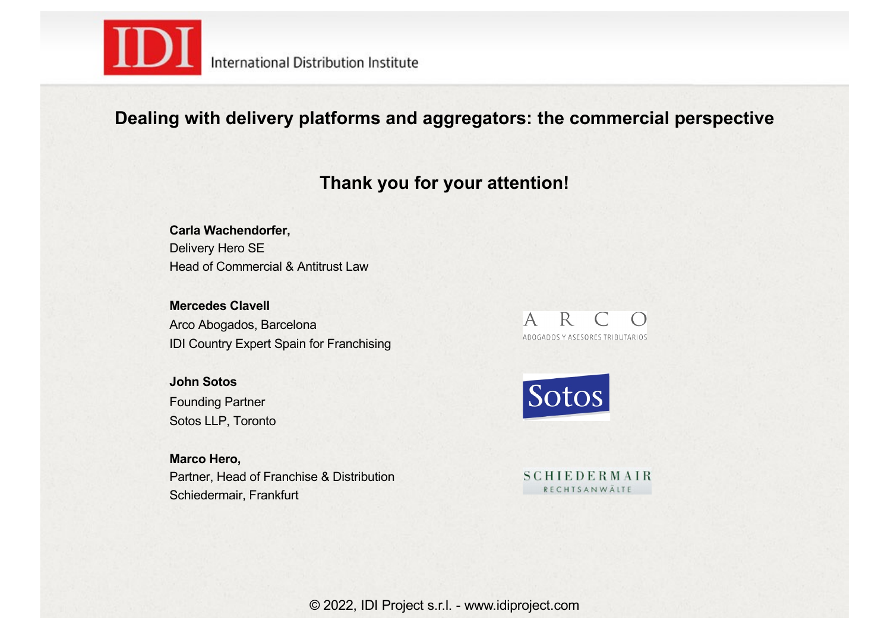International Distribution Institute

## Dealing with delivery platforms and aggregators: the commercial perspective

### Thank you for your attention!

**Carla Wachendorfer,**
Delivery Hero SE
Head of Commercial & Antitrust Law

**Mercedes Clavell**
Arco Abogados, Barcelona
IDI Country Expert Spain for Franchising

**John Sotos**
Founding Partner
Sotos LLP, Toronto

**Marco Hero,**
Partner, Head of Franchise & Distribution
Schiedermair, Frankfurt

© 2022, IDI Project s.r.l. - www.idiproject.com